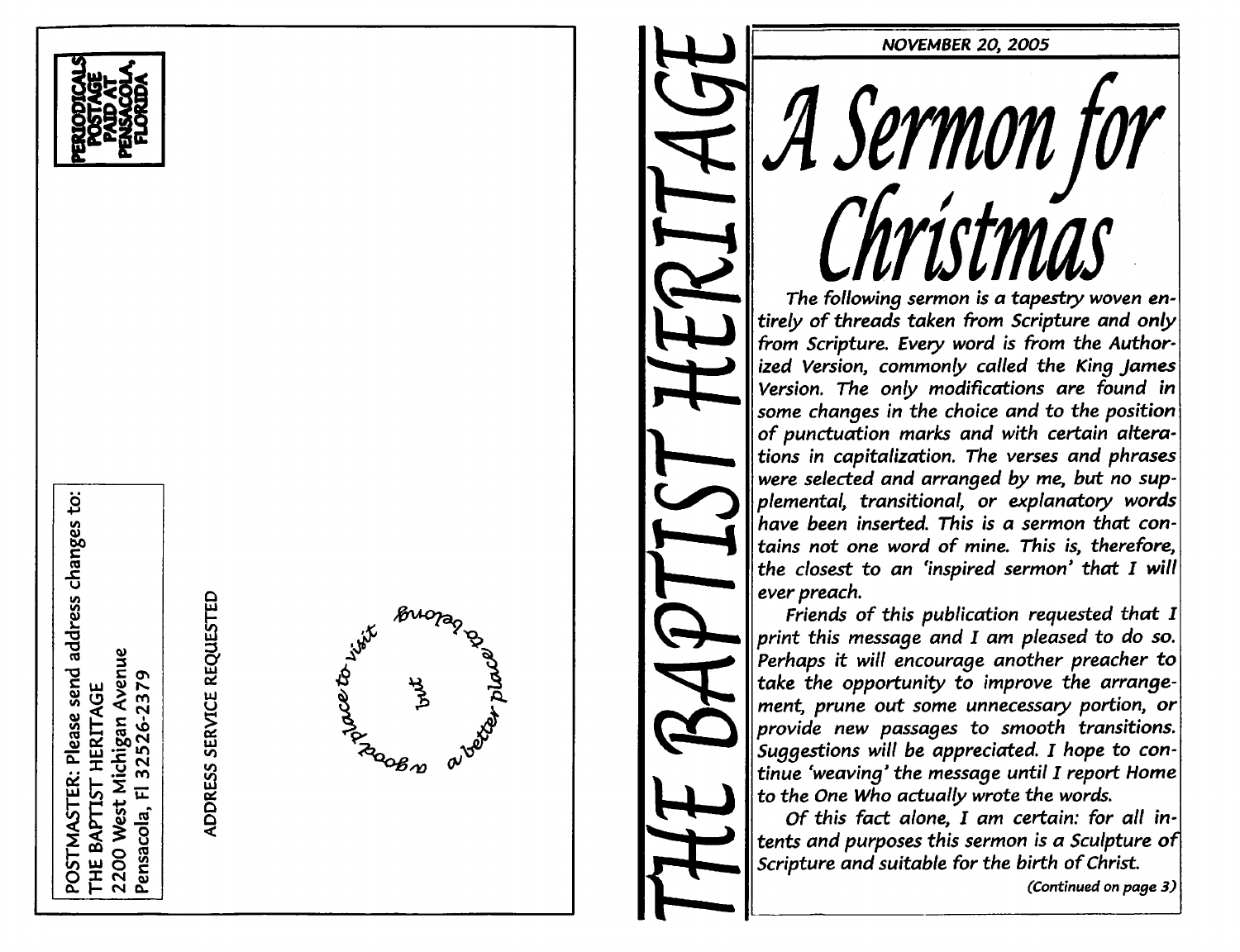PERIODICALS POSTAGE PAID AT PENSACOLA, FLORIDA

POSTMASTER: Please send address changes to:
THE BAPTIST HERITAGE
2200 West Michigan Avenue
Pensacola, Fl 32526-2379

ADDRESS SERVICE REQUESTED

a good place to visit but a better place to belong

# THE BAPTIST HERITAGE

*NOVEMBER 20, 2005*

# A Sermon for Christmas

*The following sermon is a tapestry woven entirely of threads taken from Scripture and only from Scripture. Every word is from the Authorized Version, commonly called the King James Version. The only modifications are found in some changes in the choice and to the position of punctuation marks and with certain alterations in capitalization. The verses and phrases were selected and arranged by me, but no supplemental, transitional, or explanatory words have been inserted. This is a sermon that contains not one word of mine. This is, therefore, the closest to an 'inspired sermon' that I will ever preach.*

*Friends of this publication requested that I print this message and I am pleased to do so. Perhaps it will encourage another preacher to take the opportunity to improve the arrangement, prune out some unnecessary portion, or provide new passages to smooth transitions. Suggestions will be appreciated. I hope to continue 'weaving' the message until I report Home to the One Who actually wrote the words.*

*Of this fact alone, I am certain: for all intents and purposes this sermon is a Sculpture of Scripture and suitable for the birth of Christ.*

*(Continued on page 3)*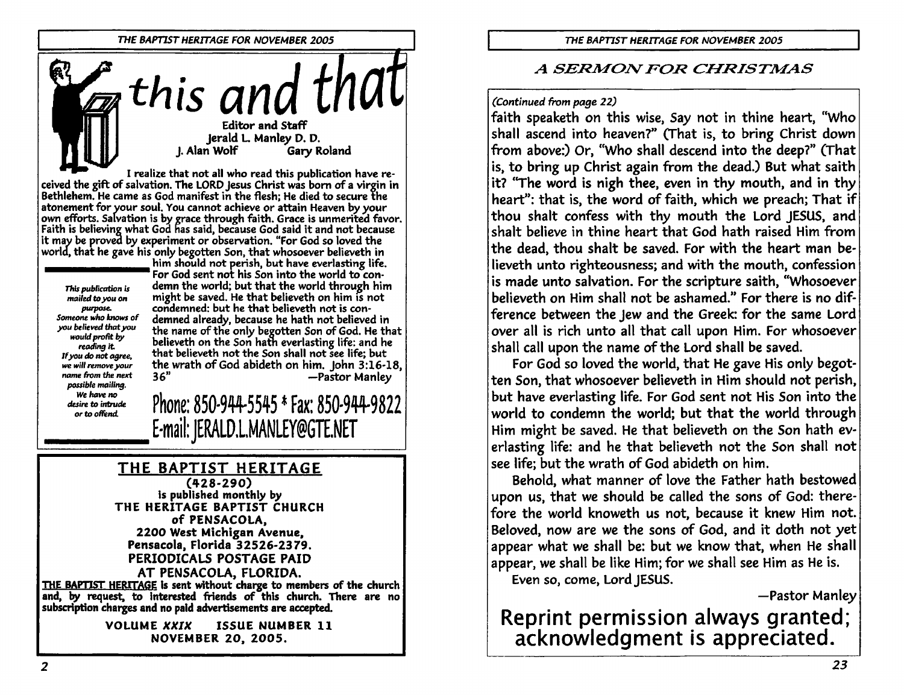# this and that

**Editor and Staff**
**Jerald L. Manley D. D.**
**J. Alan Wolf** **Gary Roland**

I realize that not all who read this publication have received the gift of salvation. The LORD Jesus Christ was born of a virgin in Bethlehem. He came as God manifest in the flesh; He died to secure the atonement for your soul. You cannot achieve or attain Heaven by your own efforts. Salvation is by grace through faith. Grace is unmerited favor. Faith is believing what God has said, because God said it and not because it may be proved by experiment or observation. "For God so loved the world, that he gave his only begotten Son, that whosoever believeth in him should not perish, but have everlasting life. For God sent not his Son into the world to condemn the world; but that the world through him might be saved. He that believeth on him is not condemned: but he that believeth not is condemned already, because he hath not believed in the name of the only begotten Son of God. He that believeth on the Son hath everlasting life: and he that believeth not the Son shall not see life; but the wrath of God abideth on him. John 3:16-18, 36"

—Pastor Manley

*This publication is mailed to you on purpose. Someone who knows of you believed that you would profit by reading it. If you do not agree, we will remove your name from the next possible mailing. We have no desire to intrude or to offend.*

Phone: 850-944-5545 * Fax: 850-944-9822
E-mail: JERALD.L.MANLEY@GTE.NET

## THE BAPTIST HERITAGE

**(428-290)**
**is published monthly by**
**THE HERITAGE BAPTIST CHURCH**
**of PENSACOLA,**
**2200 West Michigan Avenue,**
**Pensacola, Florida 32526-2379.**
**PERIODICALS POSTAGE PAID**
**AT PENSACOLA, FLORIDA.**

**THE BAPTIST HERITAGE is sent without charge to members of the church and, by request, to interested friends of this church. There are no subscription charges and no paid advertisements are accepted.**

**VOLUME *XXIX* ISSUE NUMBER 11**
**NOVEMBER 20, 2005.**

## *A SERMON FOR CHRISTMAS*

*(Continued from page 22)*

faith speaketh on this wise, Say not in thine heart, "Who shall ascend into heaven?" (That is, to bring Christ down from above:) Or, "Who shall descend into the deep?" (That is, to bring up Christ again from the dead.) But what saith it? "The word is nigh thee, even in thy mouth, and in thy heart": that is, the word of faith, which we preach; That if thou shalt confess with thy mouth the Lord JESUS, and shalt believe in thine heart that God hath raised Him from the dead, thou shalt be saved. For with the heart man believeth unto righteousness; and with the mouth, confession is made unto salvation. For the scripture saith, "Whosoever believeth on Him shall not be ashamed." For there is no difference between the Jew and the Greek: for the same Lord over all is rich unto all that call upon Him. For whosoever shall call upon the name of the Lord shall be saved.

For God so loved the world, that He gave His only begotten Son, that whosoever believeth in Him should not perish, but have everlasting life. For God sent not His Son into the world to condemn the world; but that the world through Him might be saved. He that believeth on the Son hath everlasting life: and he that believeth not the Son shall not see life; but the wrath of God abideth on him.

Behold, what manner of love the Father hath bestowed upon us, that we should be called the sons of God: therefore the world knoweth us not, because it knew Him not. Beloved, now are we the sons of God, and it doth not yet appear what we shall be: but we know that, when He shall appear, we shall be like Him; for we shall see Him as He is.

Even so, come, Lord JESUS.

—Pastor Manley

**Reprint permission always granted; acknowledgment is appreciated.**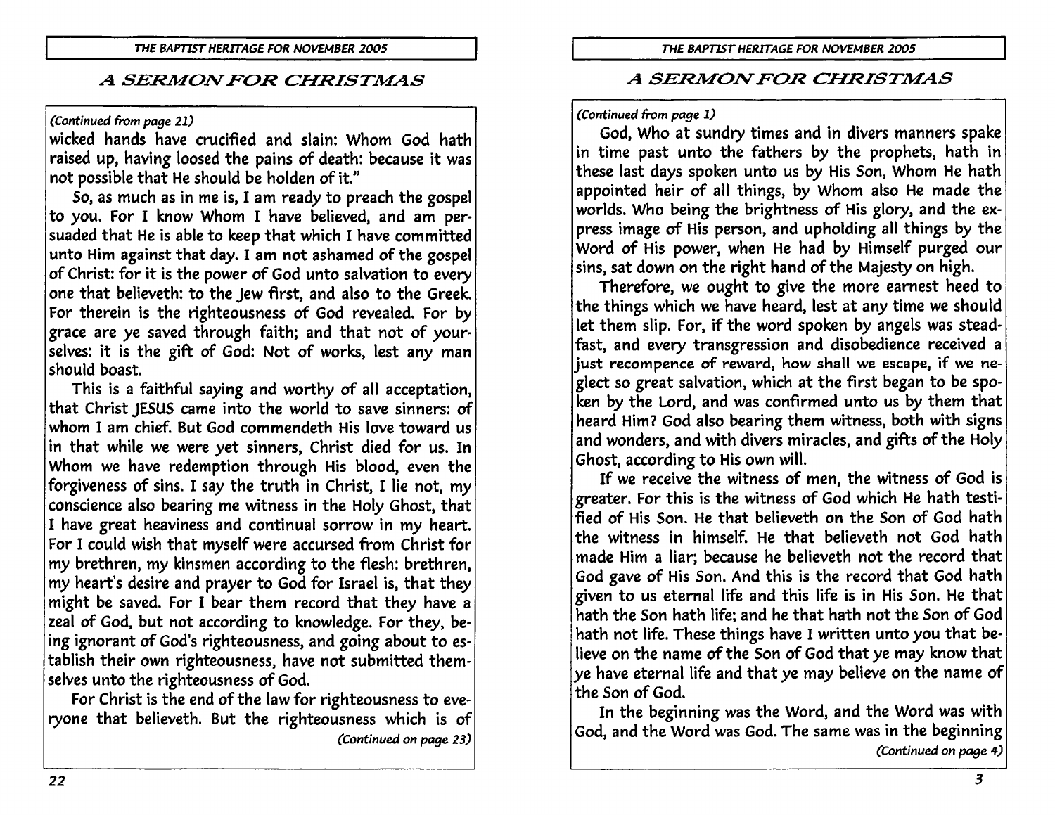## A SERMON FOR CHRISTMAS

*(Continued from page 21)*

wicked hands have crucified and slain: Whom God hath raised up, having loosed the pains of death: because it was not possible that He should be holden of it."

So, as much as in me is, I am ready to preach the gospel to you. For I know Whom I have believed, and am persuaded that He is able to keep that which I have committed unto Him against that day. I am not ashamed of the gospel of Christ: for it is the power of God unto salvation to every one that believeth: to the Jew first, and also to the Greek. For therein is the righteousness of God revealed. For by grace are ye saved through faith; and that not of yourselves: it is the gift of God: Not of works, lest any man should boast.

This is a faithful saying and worthy of all acceptation, that Christ JESUS came into the world to save sinners: of whom I am chief. But God commendeth His love toward us in that while we were yet sinners, Christ died for us. In Whom we have redemption through His blood, even the forgiveness of sins. I say the truth in Christ, I lie not, my conscience also bearing me witness in the Holy Ghost, that I have great heaviness and continual sorrow in my heart. For I could wish that myself were accursed from Christ for my brethren, my kinsmen according to the flesh: brethren, my heart's desire and prayer to God for Israel is, that they might be saved. For I bear them record that they have a zeal of God, but not according to knowledge. For they, being ignorant of God's righteousness, and going about to establish their own righteousness, have not submitted themselves unto the righteousness of God.

For Christ is the end of the law for righteousness to everyone that believeth. But the righteousness which is of

*(Continued on page 23)*

## A SERMON FOR CHRISTMAS

*(Continued from page 1)*

God, Who at sundry times and in divers manners spake in time past unto the fathers by the prophets, hath in these last days spoken unto us by His Son, Whom He hath appointed heir of all things, by Whom also He made the worlds. Who being the brightness of His glory, and the express image of His person, and upholding all things by the Word of His power, when He had by Himself purged our sins, sat down on the right hand of the Majesty on high.

Therefore, we ought to give the more earnest heed to the things which we have heard, lest at any time we should let them slip. For, if the word spoken by angels was steadfast, and every transgression and disobedience received a just recompence of reward, how shall we escape, if we neglect so great salvation, which at the first began to be spoken by the Lord, and was confirmed unto us by them that heard Him? God also bearing them witness, both with signs and wonders, and with divers miracles, and gifts of the Holy Ghost, according to His own will.

If we receive the witness of men, the witness of God is greater. For this is the witness of God which He hath testified of His Son. He that believeth on the Son of God hath the witness in himself. He that believeth not God hath made Him a liar; because he believeth not the record that God gave of His Son. And this is the record that God hath given to us eternal life and this life is in His Son. He that hath the Son hath life; and he that hath not the Son of God hath not life. These things have I written unto you that believe on the name of the Son of God that ye may know that ye have eternal life and that ye may believe on the name of the Son of God.

In the beginning was the Word, and the Word was with God, and the Word was God. The same was in the beginning

*(Continued on page 4)*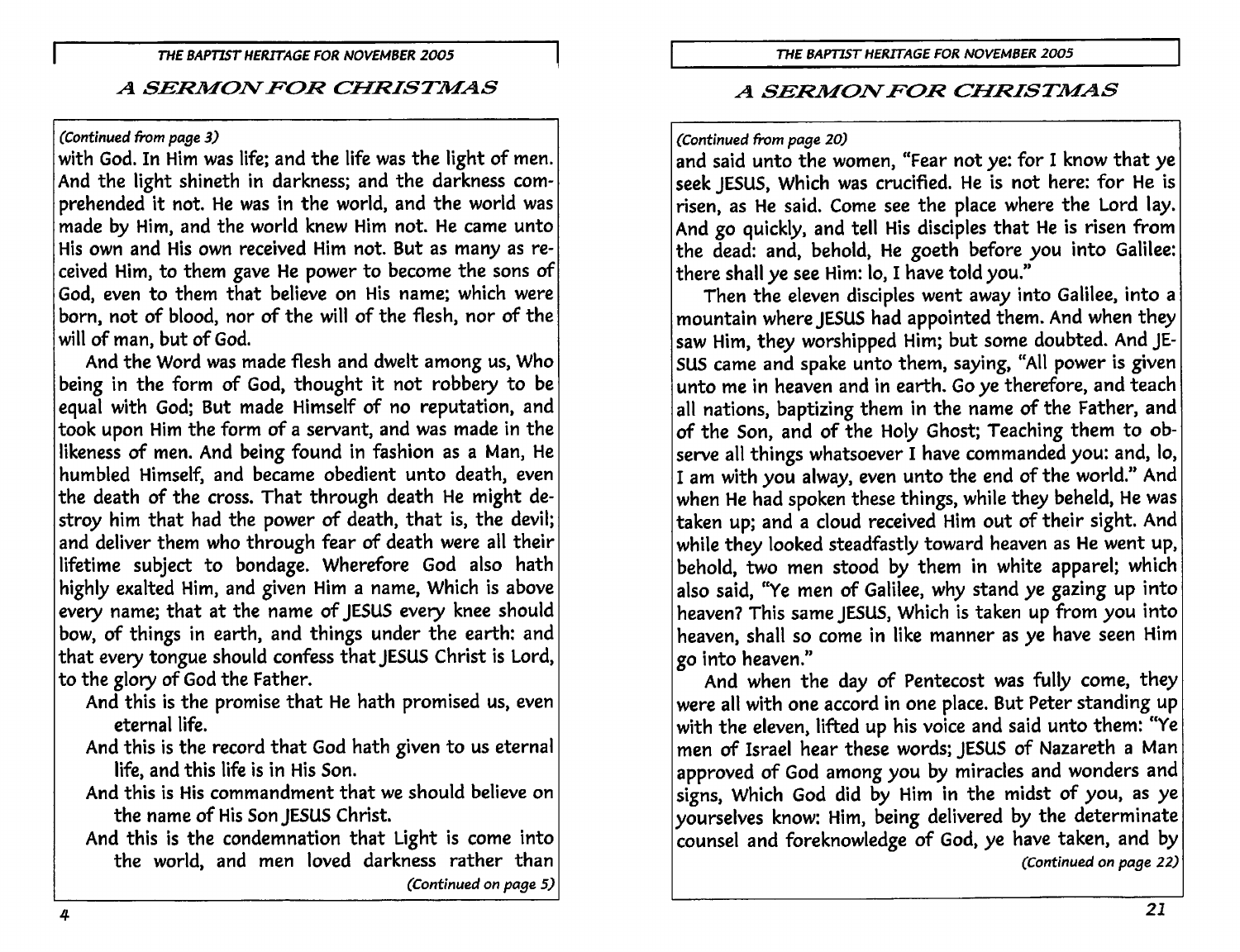## A SERMON FOR CHRISTMAS

*(Continued from page 3)*

with God. In Him was life; and the life was the light of men. And the light shineth in darkness; and the darkness comprehended it not. He was in the world, and the world was made by Him, and the world knew Him not. He came unto His own and His own received Him not. But as many as received Him, to them gave He power to become the sons of God, even to them that believe on His name; which were born, not of blood, nor of the will of the flesh, nor of the will of man, but of God.

And the Word was made flesh and dwelt among us, Who being in the form of God, thought it not robbery to be equal with God; But made Himself of no reputation, and took upon Him the form of a servant, and was made in the likeness of men. And being found in fashion as a Man, He humbled Himself, and became obedient unto death, even the death of the cross. That through death He might destroy him that had the power of death, that is, the devil; and deliver them who through fear of death were all their lifetime subject to bondage. Wherefore God also hath highly exalted Him, and given Him a name, Which is above every name; that at the name of JESUS every knee should bow, of things in earth, and things under the earth: and that every tongue should confess that JESUS Christ is Lord, to the glory of God the Father.

And this is the promise that He hath promised us, even eternal life.

And this is the record that God hath given to us eternal life, and this life is in His Son.

And this is His commandment that we should believe on the name of His Son JESUS Christ.

And this is the condemnation that Light is come into the world, and men loved darkness rather than

*(Continued on page 5)*

## A SERMON FOR CHRISTMAS

*(Continued from page 20)*

and said unto the women, "Fear not ye: for I know that ye seek JESUS, Which was crucified. He is not here: for He is risen, as He said. Come see the place where the Lord lay. And go quickly, and tell His disciples that He is risen from the dead: and, behold, He goeth before you into Galilee: there shall ye see Him: lo, I have told you."

Then the eleven disciples went away into Galilee, into a mountain where JESUS had appointed them. And when they saw Him, they worshipped Him; but some doubted. And JESUS came and spake unto them, saying, "All power is given unto me in heaven and in earth. Go ye therefore, and teach all nations, baptizing them in the name of the Father, and of the Son, and of the Holy Ghost; Teaching them to observe all things whatsoever I have commanded you: and, lo, I am with you alway, even unto the end of the world." And when He had spoken these things, while they beheld, He was taken up; and a cloud received Him out of their sight. And while they looked steadfastly toward heaven as He went up, behold, two men stood by them in white apparel; which also said, "Ye men of Galilee, why stand ye gazing up into heaven? This same JESUS, Which is taken up from you into heaven, shall so come in like manner as ye have seen Him go into heaven."

And when the day of Pentecost was fully come, they were all with one accord in one place. But Peter standing up with the eleven, lifted up his voice and said unto them: "Ye men of Israel hear these words; JESUS of Nazareth a Man approved of God among you by miracles and wonders and signs, Which God did by Him in the midst of you, as ye yourselves know: Him, being delivered by the determinate counsel and foreknowledge of God, ye have taken, and by

*(Continued on page 22)*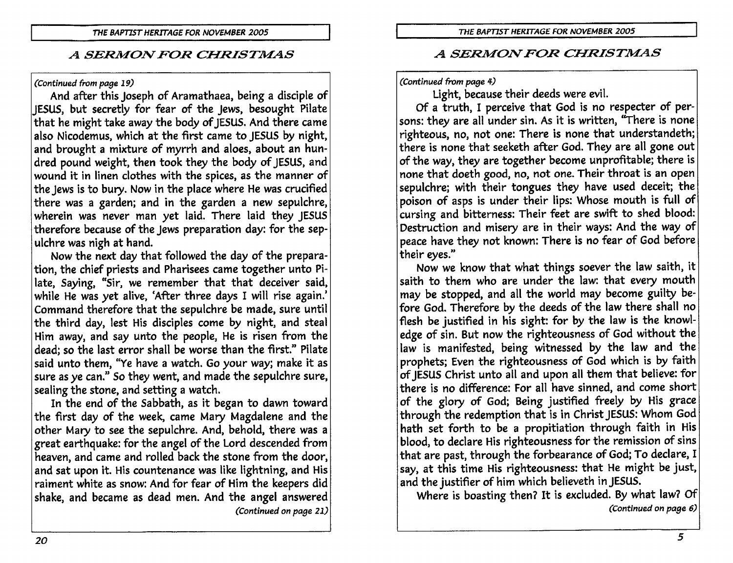## A SERMON FOR CHRISTMAS

*(Continued from page 19)*

And after this Joseph of Aramathaea, being a disciple of JESUS, but secretly for fear of the Jews, besought Pilate that he might take away the body of JESUS. And there came also Nicodemus, which at the first came to JESUS by night, and brought a mixture of myrrh and aloes, about an hundred pound weight, then took they the body of JESUS, and wound it in linen clothes with the spices, as the manner of the Jews is to bury. Now in the place where He was crucified there was a garden; and in the garden a new sepulchre, wherein was never man yet laid. There laid they JESUS therefore because of the Jews preparation day: for the sepulchre was nigh at hand.

Now the next day that followed the day of the preparation, the chief priests and Pharisees came together unto Pilate, Saying, "Sir, we remember that that deceiver said, while He was yet alive, 'After three days I will rise again.' Command therefore that the sepulchre be made, sure until the third day, lest His disciples come by night, and steal Him away, and say unto the people, He is risen from the dead; so the last error shall be worse than the first." Pilate said unto them, "Ye have a watch. Go your way; make it as sure as ye can." So they went, and made the sepulchre sure, sealing the stone, and setting a watch.

In the end of the Sabbath, as it began to dawn toward the first day of the week, came Mary Magdalene and the other Mary to see the sepulchre. And, behold, there was a great earthquake: for the angel of the Lord descended from heaven, and came and rolled back the stone from the door, and sat upon it. His countenance was like lightning, and His raiment white as snow: And for fear of Him the keepers did shake, and became as dead men. And the angel answered

*(Continued on page 21)*

## A SERMON FOR CHRISTMAS

*(Continued from page 4)*

Light, because their deeds were evil.

Of a truth, I perceive that God is no respecter of persons: they are all under sin. As it is written, "There is none righteous, no, not one: There is none that understandeth; there is none that seeketh after God. They are all gone out of the way, they are together become unprofitable; there is none that doeth good, no, not one. Their throat is an open sepulchre; with their tongues they have used deceit; the poison of asps is under their lips: Whose mouth is full of cursing and bitterness: Their feet are swift to shed blood: Destruction and misery are in their ways: And the way of peace have they not known: There is no fear of God before their eyes."

Now we know that what things soever the law saith, it saith to them who are under the law: that every mouth may be stopped, and all the world may become guilty before God. Therefore by the deeds of the law there shall no flesh be justified in his sight: for by the law is the knowledge of sin. But now the righteousness of God without the law is manifested, being witnessed by the law and the prophets; Even the righteousness of God which is by faith of JESUS Christ unto all and upon all them that believe: for there is no difference: For all have sinned, and come short of the glory of God; Being justified freely by His grace through the redemption that is in Christ JESUS: Whom God hath set forth to be a propitiation through faith in His blood, to declare His righteousness for the remission of sins that are past, through the forbearance of God; To declare, I say, at this time His righteousness: that He might be just, and the justifier of him which believeth in JESUS.

Where is boasting then? It is excluded. By what law? Of

*(Continued on page 6)*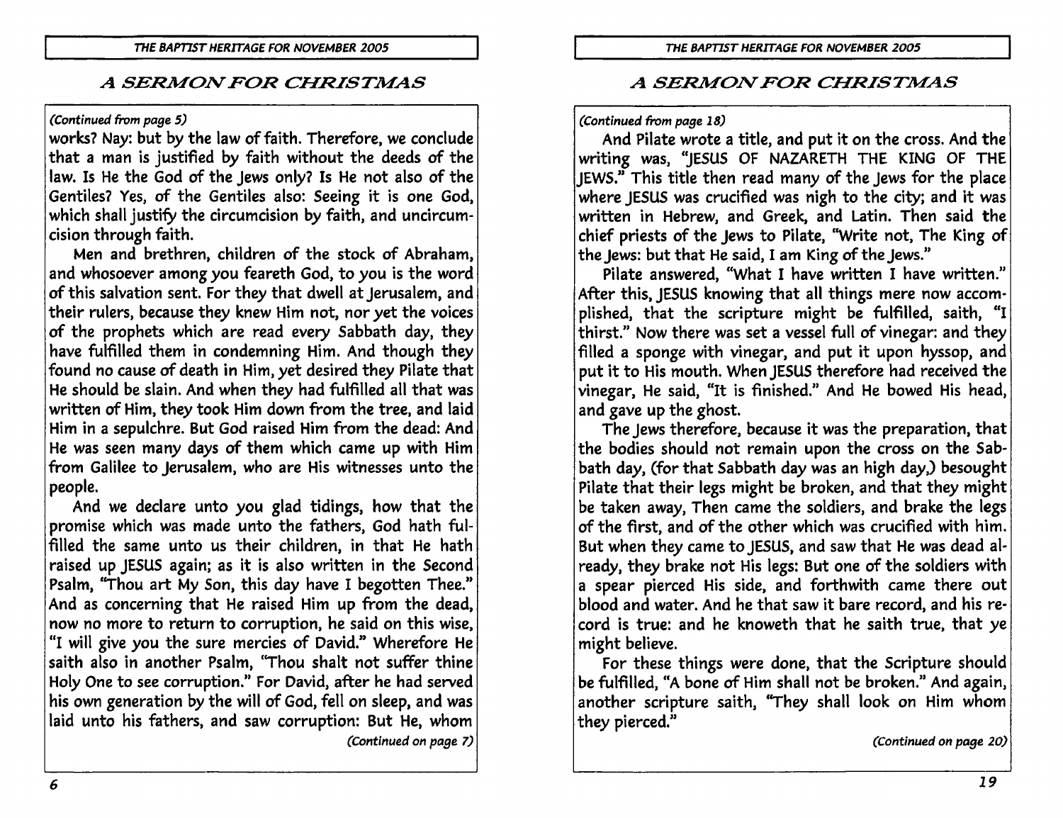## A SERMON FOR CHRISTMAS

*(Continued from page 5)*

works? Nay: but by the law of faith. Therefore, we conclude that a man is justified by faith without the deeds of the law. Is He the God of the Jews only? Is He not also of the Gentiles? Yes, of the Gentiles also: Seeing it is one God, which shall justify the circumcision by faith, and uncircumcision through faith.

Men and brethren, children of the stock of Abraham, and whosoever among you feareth God, to you is the word of this salvation sent. For they that dwell at Jerusalem, and their rulers, because they knew Him not, nor yet the voices of the prophets which are read every Sabbath day, they have fulfilled them in condemning Him. And though they found no cause of death in Him, yet desired they Pilate that He should be slain. And when they had fulfilled all that was written of Him, they took Him down from the tree, and laid Him in a sepulchre. But God raised Him from the dead: And He was seen many days of them which came up with Him from Galilee to Jerusalem, who are His witnesses unto the people.

And we declare unto you glad tidings, how that the promise which was made unto the fathers, God hath fulfilled the same unto us their children, in that He hath raised up JESUS again; as it is also written in the Second Psalm, "Thou art My Son, this day have I begotten Thee." And as concerning that He raised Him up from the dead, now no more to return to corruption, he said on this wise, "I will give you the sure mercies of David." Wherefore He saith also in another Psalm, "Thou shalt not suffer thine Holy One to see corruption." For David, after he had served his own generation by the will of God, fell on sleep, and was laid unto his fathers, and saw corruption: But He, whom

*(Continued on page 7)*

## A SERMON FOR CHRISTMAS

*(Continued from page 18)*

And Pilate wrote a title, and put it on the cross. And the writing was, "JESUS OF NAZARETH THE KING OF THE JEWS." This title then read many of the Jews for the place where JESUS was crucified was nigh to the city; and it was written in Hebrew, and Greek, and Latin. Then said the chief priests of the Jews to Pilate, "Write not, The King of the Jews: but that He said, I am King of the Jews."

Pilate answered, "What I have written I have written." After this, JESUS knowing that all things mere now accomplished, that the scripture might be fulfilled, saith, "I thirst." Now there was set a vessel full of vinegar: and they filled a sponge with vinegar, and put it upon hyssop, and put it to His mouth. When JESUS therefore had received the vinegar, He said, "It is finished." And He bowed His head, and gave up the ghost.

The Jews therefore, because it was the preparation, that the bodies should not remain upon the cross on the Sabbath day, (for that Sabbath day was an high day,) besought Pilate that their legs might be broken, and that they might be taken away, Then came the soldiers, and brake the legs of the first, and of the other which was crucified with him. But when they came to JESUS, and saw that He was dead already, they brake not His legs: But one of the soldiers with a spear pierced His side, and forthwith came there out blood and water. And he that saw it bare record, and his record is true: and he knoweth that he saith true, that ye might believe.

For these things were done, that the Scripture should be fulfilled, "A bone of Him shall not be broken." And again, another scripture saith, "They shall look on Him whom they pierced."

*(Continued on page 20)*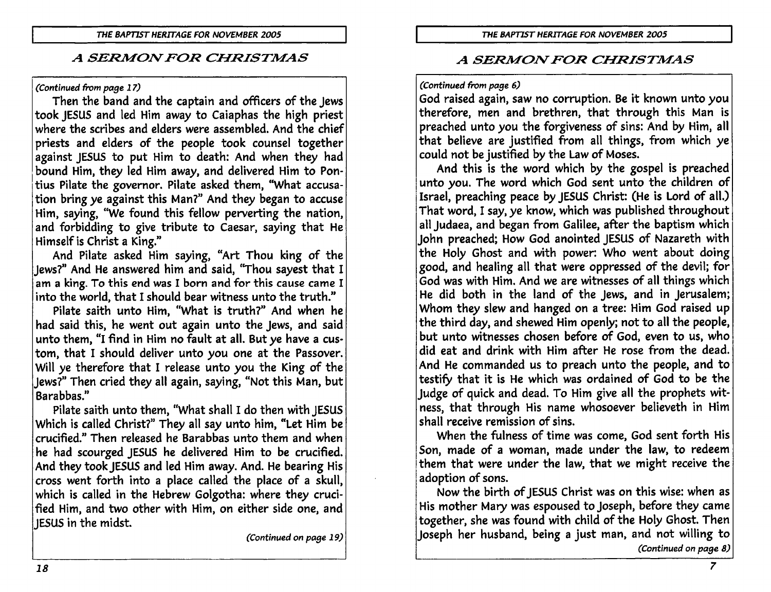## A SERMON FOR CHRISTMAS

*(Continued from page 17)*

Then the band and the captain and officers of the Jews took JESUS and led Him away to Caiaphas the high priest where the scribes and elders were assembled. And the chief priests and elders of the people took counsel together against JESUS to put Him to death: And when they had bound Him, they led Him away, and delivered Him to Pontius Pilate the governor. Pilate asked them, "What accusation bring ye against this Man?" And they began to accuse Him, saying, "We found this fellow perverting the nation, and forbidding to give tribute to Caesar, saying that He Himself is Christ a King."

And Pilate asked Him saying, "Art Thou king of the Jews?" And He answered him and said, "Thou sayest that I am a king. To this end was I born and for this cause came I into the world, that I should bear witness unto the truth."

Pilate saith unto Him, "What is truth?" And when he had said this, he went out again unto the Jews, and said unto them, "I find in Him no fault at all. But ye have a custom, that I should deliver unto you one at the Passover. Will ye therefore that I release unto you the King of the Jews?" Then cried they all again, saying, "Not this Man, but Barabbas."

Pilate saith unto them, "What shall I do then with JESUS Which is called Christ?" They all say unto him, "Let Him be crucified." Then released he Barabbas unto them and when he had scourged JESUS he delivered Him to be crucified. And they took JESUS and led Him away. And. He bearing His cross went forth into a place called the place of a skull, which is called in the Hebrew Golgotha: where they crucified Him, and two other with Him, on either side one, and JESUS in the midst.

*(Continued on page 19)*

## A SERMON FOR CHRISTMAS

*(Continued from page 6)*

God raised again, saw no corruption. Be it known unto you therefore, men and brethren, that through this Man is preached unto you the forgiveness of sins: And by Him, all that believe are justified from all things, from which ye could not be justified by the Law of Moses.

And this is the word which by the gospel is preached unto you. The word which God sent unto the children of Israel, preaching peace by JESUS Christ: (He is Lord of all.) That word, I say, ye know, which was published throughout all Judaea, and began from Galilee, after the baptism which John preached; How God anointed JESUS of Nazareth with the Holy Ghost and with power: Who went about doing good, and healing all that were oppressed of the devil; for God was with Him. And we are witnesses of all things which He did both in the land of the Jews, and in Jerusalem; Whom they slew and hanged on a tree: Him God raised up the third day, and shewed Him openly; not to all the people, but unto witnesses chosen before of God, even to us, who did eat and drink with Him after He rose from the dead. And He commanded us to preach unto the people, and to testify that it is He which was ordained of God to be the Judge of quick and dead. To Him give all the prophets witness, that through His name whosoever believeth in Him shall receive remission of sins.

When the fulness of time was come, God sent forth His Son, made of a woman, made under the law, to redeem them that were under the law, that we might receive the adoption of sons.

Now the birth of JESUS Christ was on this wise: when as His mother Mary was espoused to Joseph, before they came together, she was found with child of the Holy Ghost. Then Joseph her husband, being a just man, and not willing to

*(Continued on page 8)*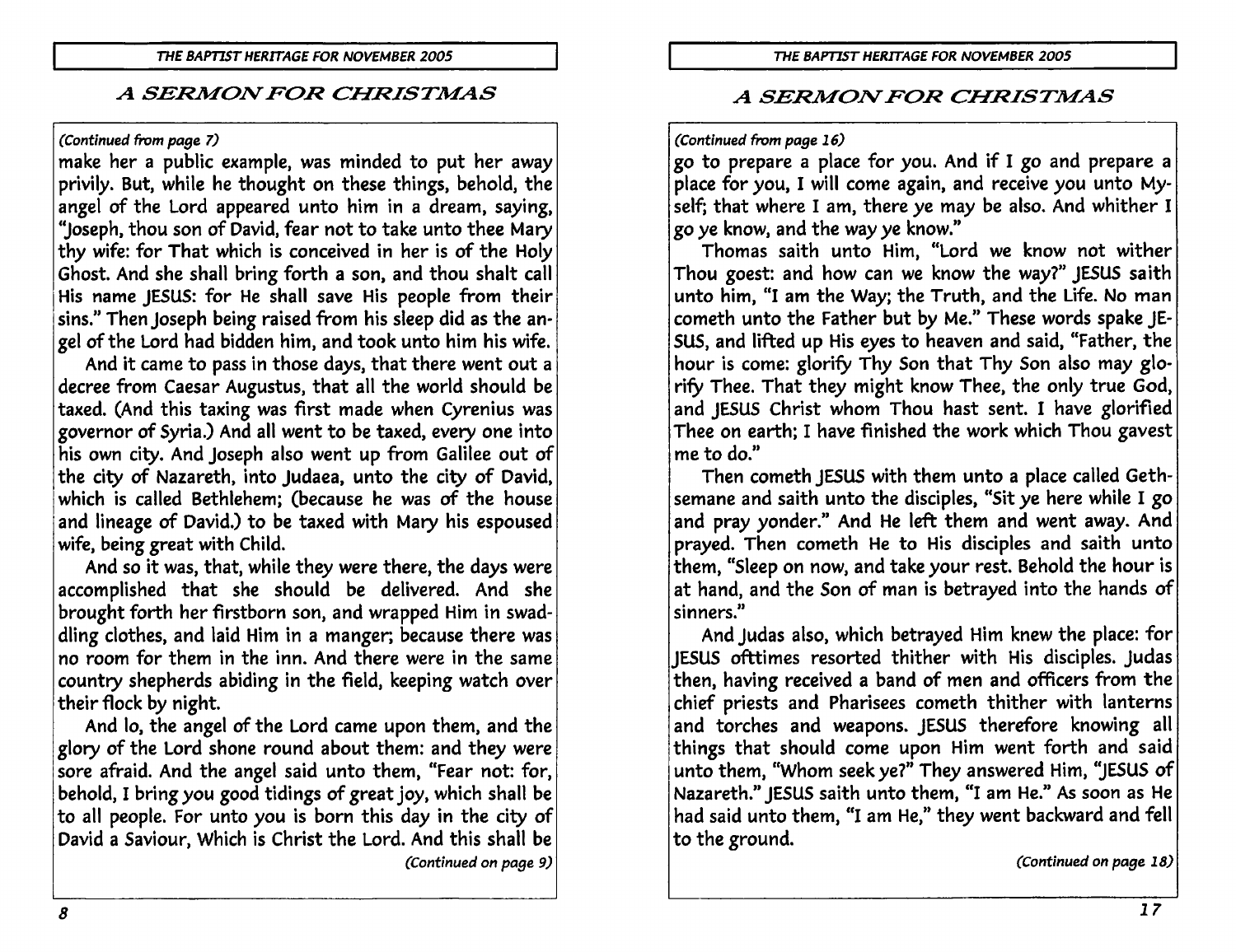## A SERMON FOR CHRISTMAS

*(Continued from page 7)*

make her a public example, was minded to put her away privily. But, while he thought on these things, behold, the angel of the Lord appeared unto him in a dream, saying, "Joseph, thou son of David, fear not to take unto thee Mary thy wife: for That which is conceived in her is of the Holy Ghost. And she shall bring forth a son, and thou shalt call His name JESUS: for He shall save His people from their sins." Then Joseph being raised from his sleep did as the angel of the Lord had bidden him, and took unto him his wife.

And it came to pass in those days, that there went out a decree from Caesar Augustus, that all the world should be taxed. (And this taxing was first made when Cyrenius was governor of Syria.) And all went to be taxed, every one into his own city. And Joseph also went up from Galilee out of the city of Nazareth, into Judaea, unto the city of David, which is called Bethlehem; (because he was of the house and lineage of David.) to be taxed with Mary his espoused wife, being great with Child.

And so it was, that, while they were there, the days were accomplished that she should be delivered. And she brought forth her firstborn son, and wrapped Him in swaddling clothes, and laid Him in a manger; because there was no room for them in the inn. And there were in the same country shepherds abiding in the field, keeping watch over their flock by night.

And lo, the angel of the Lord came upon them, and the glory of the Lord shone round about them: and they were sore afraid. And the angel said unto them, "Fear not: for, behold, I bring you good tidings of great joy, which shall be to all people. For unto you is born this day in the city of David a Saviour, Which is Christ the Lord. And this shall be

*(Continued on page 9)*

## A SERMON FOR CHRISTMAS

*(Continued from page 16)*

go to prepare a place for you. And if I go and prepare a place for you, I will come again, and receive you unto Myself; that where I am, there ye may be also. And whither I go ye know, and the way ye know."

Thomas saith unto Him, "Lord we know not wither Thou goest: and how can we know the way?" JESUS saith unto him, "I am the Way; the Truth, and the Life. No man cometh unto the Father but by Me." These words spake JESUS, and lifted up His eyes to heaven and said, "Father, the hour is come: glorify Thy Son that Thy Son also may glorify Thee. That they might know Thee, the only true God, and JESUS Christ whom Thou hast sent. I have glorified Thee on earth; I have finished the work which Thou gavest me to do."

Then cometh JESUS with them unto a place called Gethsemane and saith unto the disciples, "Sit ye here while I go and pray yonder." And He left them and went away. And prayed. Then cometh He to His disciples and saith unto them, "Sleep on now, and take your rest. Behold the hour is at hand, and the Son of man is betrayed into the hands of sinners."

And Judas also, which betrayed Him knew the place: for JESUS ofttimes resorted thither with His disciples. Judas then, having received a band of men and officers from the chief priests and Pharisees cometh thither with lanterns and torches and weapons. JESUS therefore knowing all things that should come upon Him went forth and said unto them, "Whom seek ye?" They answered Him, "JESUS of Nazareth." JESUS saith unto them, "I am He." As soon as He had said unto them, "I am He," they went backward and fell to the ground.

*(Continued on page 18)*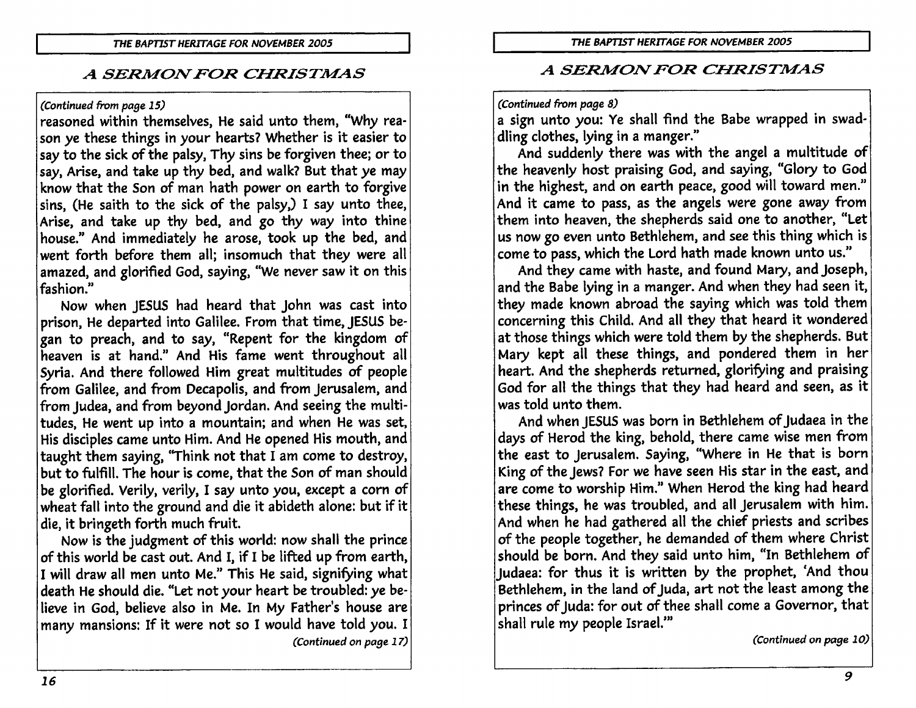## A SERMON FOR CHRISTMAS

*(Continued from page 15)*

reasoned within themselves, He said unto them, "Why reason ye these things in your hearts? Whether is it easier to say to the sick of the palsy, Thy sins be forgiven thee; or to say, Arise, and take up thy bed, and walk? But that ye may know that the Son of man hath power on earth to forgive sins, (He saith to the sick of the palsy,) I say unto thee, Arise, and take up thy bed, and go thy way into thine house." And immediately he arose, took up the bed, and went forth before them all; insomuch that they were all amazed, and glorified God, saying, "We never saw it on this fashion."

Now when JESUS had heard that John was cast into prison, He departed into Galilee. From that time, JESUS began to preach, and to say, "Repent for the kingdom of heaven is at hand." And His fame went throughout all Syria. And there followed Him great multitudes of people from Galilee, and from Decapolis, and from Jerusalem, and from Judea, and from beyond Jordan. And seeing the multitudes, He went up into a mountain; and when He was set, His disciples came unto Him. And He opened His mouth, and taught them saying, "Think not that I am come to destroy, but to fulfill. The hour is come, that the Son of man should be glorified. Verily, verily, I say unto you, except a corn of wheat fall into the ground and die it abideth alone: but if it die, it bringeth forth much fruit.

Now is the judgment of this world: now shall the prince of this world be cast out. And I, if I be lifted up from earth, I will draw all men unto Me." This He said, signifying what death He should die. "Let not your heart be troubled: ye believe in God, believe also in Me. In My Father's house are many mansions: If it were not so I would have told you. I

*(Continued on page 17)*

## A SERMON FOR CHRISTMAS

*(Continued from page 8)*

a sign unto you: Ye shall find the Babe wrapped in swaddling clothes, lying in a manger."

And suddenly there was with the angel a multitude of the heavenly host praising God, and saying, "Glory to God in the highest, and on earth peace, good will toward men." And it came to pass, as the angels were gone away from them into heaven, the shepherds said one to another, "Let us now go even unto Bethlehem, and see this thing which is come to pass, which the Lord hath made known unto us."

And they came with haste, and found Mary, and Joseph, and the Babe lying in a manger. And when they had seen it, they made known abroad the saying which was told them concerning this Child. And all they that heard it wondered at those things which were told them by the shepherds. But Mary kept all these things, and pondered them in her heart. And the shepherds returned, glorifying and praising God for all the things that they had heard and seen, as it was told unto them.

And when JESUS was born in Bethlehem of Judaea in the days of Herod the king, behold, there came wise men from the east to Jerusalem. Saying, "Where in He that is born King of the Jews? For we have seen His star in the east, and are come to worship Him." When Herod the king had heard these things, he was troubled, and all Jerusalem with him. And when he had gathered all the chief priests and scribes of the people together, he demanded of them where Christ should be born. And they said unto him, "In Bethlehem of Judaea: for thus it is written by the prophet, 'And thou Bethlehem, in the land of Juda, art not the least among the princes of Juda: for out of thee shall come a Governor, that shall rule my people Israel.'"

*(Continued on page 10)*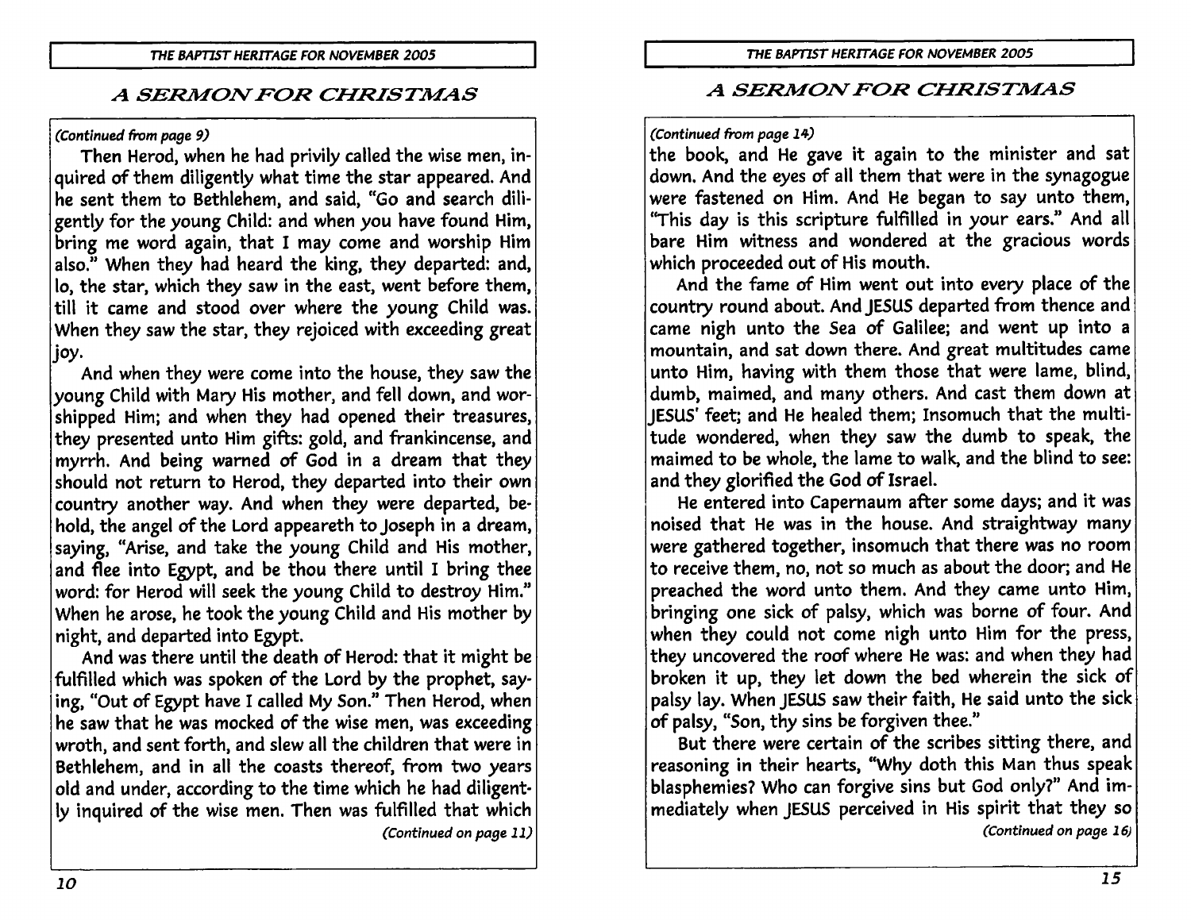## *A SERMON FOR CHRISTMAS*

*(Continued from page 9)*

Then Herod, when he had privily called the wise men, inquired of them diligently what time the star appeared. And he sent them to Bethlehem, and said, "Go and search diligently for the young Child: and when you have found Him, bring me word again, that I may come and worship Him also." When they had heard the king, they departed: and, lo, the star, which they saw in the east, went before them, till it came and stood over where the young Child was. When they saw the star, they rejoiced with exceeding great joy.

And when they were come into the house, they saw the young Child with Mary His mother, and fell down, and worshipped Him; and when they had opened their treasures, they presented unto Him gifts: gold, and frankincense, and myrrh. And being warned of God in a dream that they should not return to Herod, they departed into their own country another way. And when they were departed, behold, the angel of the Lord appeareth to Joseph in a dream, saying, "Arise, and take the young Child and His mother, and flee into Egypt, and be thou there until I bring thee word: for Herod will seek the young Child to destroy Him." When he arose, he took the young Child and His mother by night, and departed into Egypt.

And was there until the death of Herod: that it might be fulfilled which was spoken of the Lord by the prophet, saying, "Out of Egypt have I called My Son." Then Herod, when he saw that he was mocked of the wise men, was exceeding wroth, and sent forth, and slew all the children that were in Bethlehem, and in all the coasts thereof, from two years old and under, according to the time which he had diligently inquired of the wise men. Then was fulfilled that which

*(Continued on page 11)*

## *A SERMON FOR CHRISTMAS*

*(Continued from page 14)*

the book, and He gave it again to the minister and sat down. And the eyes of all them that were in the synagogue were fastened on Him. And He began to say unto them, "This day is this scripture fulfilled in your ears." And all bare Him witness and wondered at the gracious words which proceeded out of His mouth.

And the fame of Him went out into every place of the country round about. And JESUS departed from thence and came nigh unto the Sea of Galilee; and went up into a mountain, and sat down there. And great multitudes came unto Him, having with them those that were lame, blind, dumb, maimed, and many others. And cast them down at JESUS' feet; and He healed them; Insomuch that the multitude wondered, when they saw the dumb to speak, the maimed to be whole, the lame to walk, and the blind to see: and they glorified the God of Israel.

He entered into Capernaum after some days; and it was noised that He was in the house. And straightway many were gathered together, insomuch that there was no room to receive them, no, not so much as about the door; and He preached the word unto them. And they came unto Him, bringing one sick of palsy, which was borne of four. And when they could not come nigh unto Him for the press, they uncovered the roof where He was: and when they had broken it up, they let down the bed wherein the sick of palsy lay. When JESUS saw their faith, He said unto the sick of palsy, "Son, thy sins be forgiven thee."

But there were certain of the scribes sitting there, and reasoning in their hearts, "Why doth this Man thus speak blasphemies? Who can forgive sins but God only?" And immediately when JESUS perceived in His spirit that they so

*(Continued on page 16)*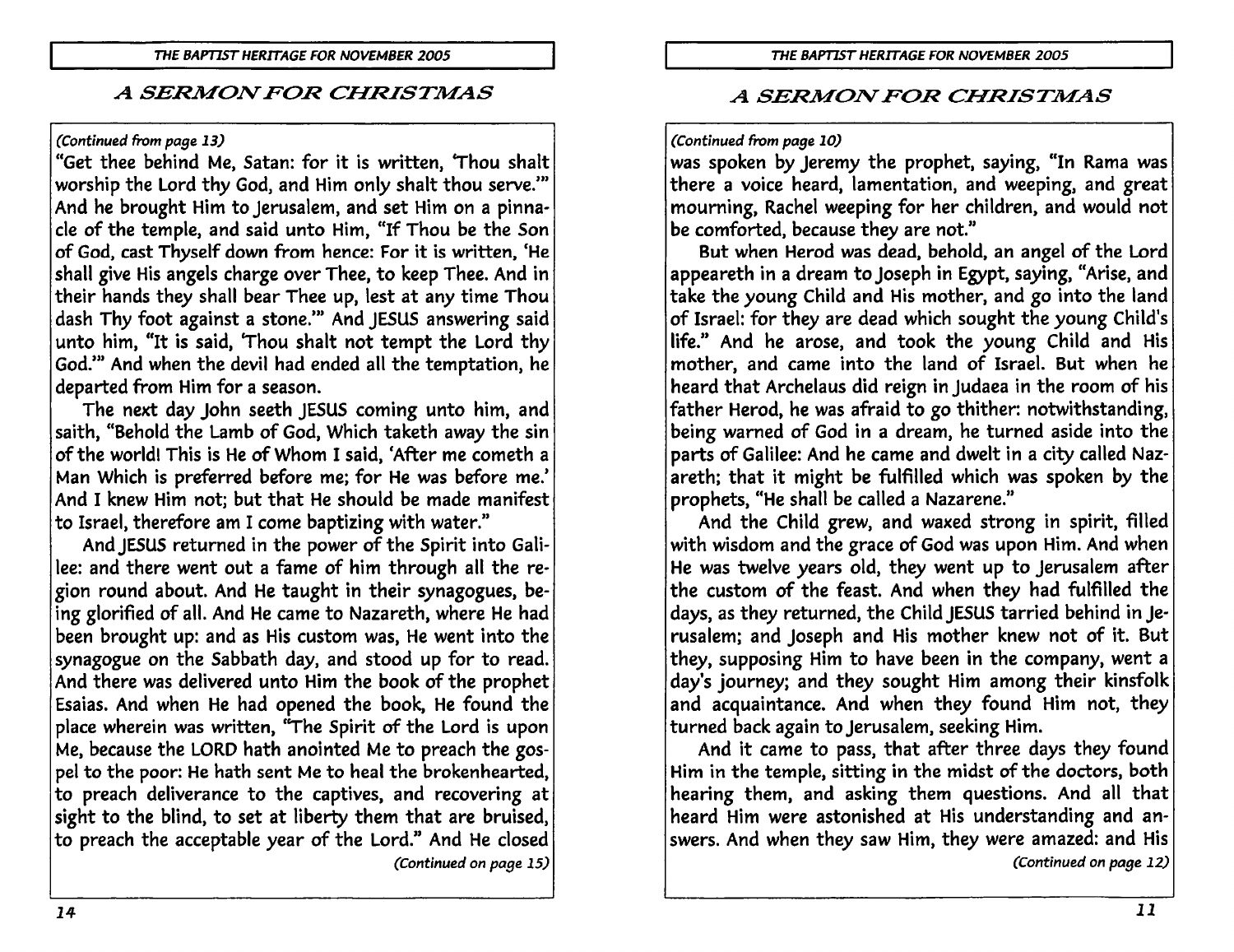## A SERMON FOR CHRISTMAS

*(Continued from page 13)*

"Get thee behind Me, Satan: for it is written, 'Thou shalt worship the Lord thy God, and Him only shalt thou serve.'" And he brought Him to Jerusalem, and set Him on a pinnacle of the temple, and said unto Him, "If Thou be the Son of God, cast Thyself down from hence: For it is written, 'He shall give His angels charge over Thee, to keep Thee. And in their hands they shall bear Thee up, lest at any time Thou dash Thy foot against a stone.'" And JESUS answering said unto him, "It is said, 'Thou shalt not tempt the Lord thy God.'" And when the devil had ended all the temptation, he departed from Him for a season.

The next day John seeth JESUS coming unto him, and saith, "Behold the Lamb of God, Which taketh away the sin of the world! This is He of Whom I said, 'After me cometh a Man Which is preferred before me; for He was before me.' And I knew Him not; but that He should be made manifest to Israel, therefore am I come baptizing with water."

And JESUS returned in the power of the Spirit into Galilee: and there went out a fame of him through all the region round about. And He taught in their synagogues, being glorified of all. And He came to Nazareth, where He had been brought up: and as His custom was, He went into the synagogue on the Sabbath day, and stood up for to read. And there was delivered unto Him the book of the prophet Esaias. And when He had opened the book, He found the place wherein was written, "The Spirit of the Lord is upon Me, because the LORD hath anointed Me to preach the gospel to the poor: He hath sent Me to heal the brokenhearted, to preach deliverance to the captives, and recovering at sight to the blind, to set at liberty them that are bruised, to preach the acceptable year of the Lord." And He closed

*(Continued on page 15)*

## A SERMON FOR CHRISTMAS

*(Continued from page 10)*

was spoken by Jeremy the prophet, saying, "In Rama was there a voice heard, lamentation, and weeping, and great mourning, Rachel weeping for her children, and would not be comforted, because they are not."

But when Herod was dead, behold, an angel of the Lord appeareth in a dream to Joseph in Egypt, saying, "Arise, and take the young Child and His mother, and go into the land of Israel: for they are dead which sought the young Child's life." And he arose, and took the young Child and His mother, and came into the land of Israel. But when he heard that Archelaus did reign in Judaea in the room of his father Herod, he was afraid to go thither: notwithstanding, being warned of God in a dream, he turned aside into the parts of Galilee: And he came and dwelt in a city called Nazareth; that it might be fulfilled which was spoken by the prophets, "He shall be called a Nazarene."

And the Child grew, and waxed strong in spirit, filled with wisdom and the grace of God was upon Him. And when He was twelve years old, they went up to Jerusalem after the custom of the feast. And when they had fulfilled the days, as they returned, the Child JESUS tarried behind in Jerusalem; and Joseph and His mother knew not of it. But they, supposing Him to have been in the company, went a day's journey; and they sought Him among their kinsfolk and acquaintance. And when they found Him not, they turned back again to Jerusalem, seeking Him.

And it came to pass, that after three days they found Him in the temple, sitting in the midst of the doctors, both hearing them, and asking them questions. And all that heard Him were astonished at His understanding and answers. And when they saw Him, they were amazed: and His

*(Continued on page 12)*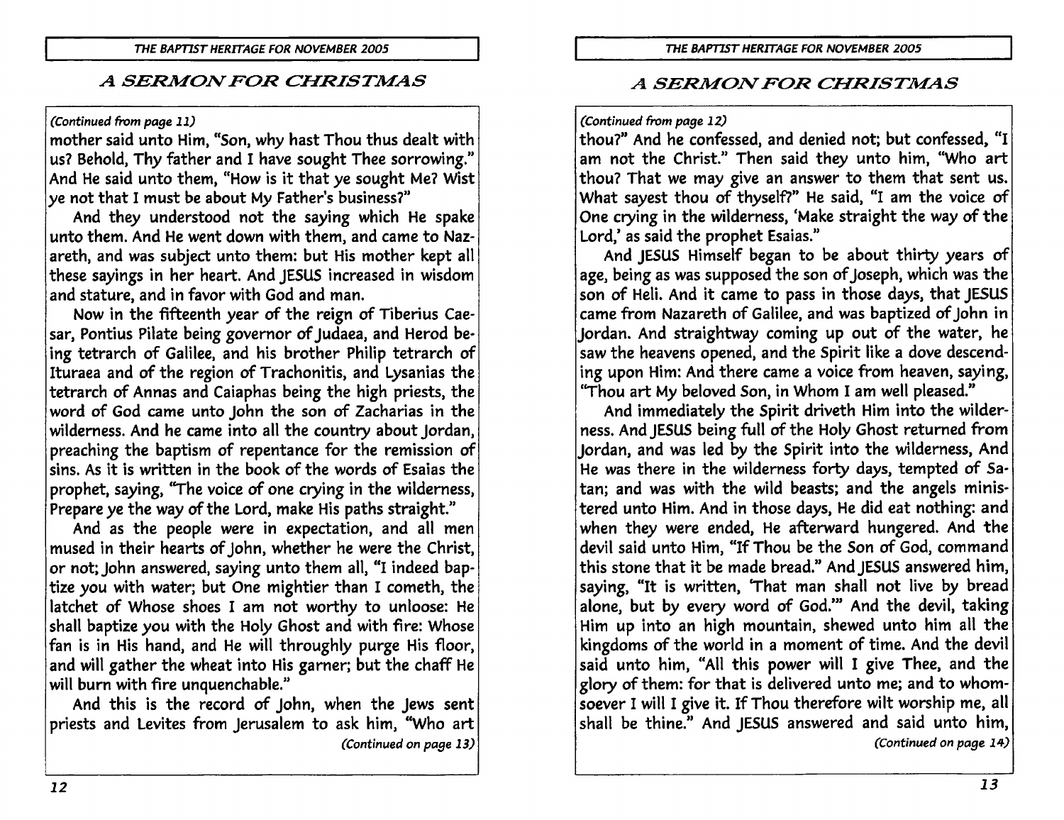## *A SERMON FOR CHRISTMAS*

*(Continued from page 11)*

mother said unto Him, "Son, why hast Thou thus dealt with us? Behold, Thy father and I have sought Thee sorrowing." And He said unto them, "How is it that ye sought Me? Wist ye not that I must be about My Father's business?"

And they understood not the saying which He spake unto them. And He went down with them, and came to Nazareth, and was subject unto them: but His mother kept all these sayings in her heart. And JESUS increased in wisdom and stature, and in favor with God and man.

Now in the fifteenth year of the reign of Tiberius Caesar, Pontius Pilate being governor of Judaea, and Herod being tetrarch of Galilee, and his brother Philip tetrarch of Ituraea and of the region of Trachonitis, and Lysanias the tetrarch of Annas and Caiaphas being the high priests, the word of God came unto John the son of Zacharias in the wilderness. And he came into all the country about Jordan, preaching the baptism of repentance for the remission of sins. As it is written in the book of the words of Esaias the prophet, saying, "The voice of one crying in the wilderness, Prepare ye the way of the Lord, make His paths straight."

And as the people were in expectation, and all men mused in their hearts of John, whether he were the Christ, or not; John answered, saying unto them all, "I indeed baptize you with water; but One mightier than I cometh, the latchet of Whose shoes I am not worthy to unloose: He shall baptize you with the Holy Ghost and with fire: Whose fan is in His hand, and He will throughly purge His floor, and will gather the wheat into His garner; but the chaff He will burn with fire unquenchable."

And this is the record of John, when the Jews sent priests and Levites from Jerusalem to ask him, "Who art

*(Continued on page 13)*

## *A SERMON FOR CHRISTMAS*

*(Continued from page 12)*

thou?" And he confessed, and denied not; but confessed, "I am not the Christ." Then said they unto him, "Who art thou? That we may give an answer to them that sent us. What sayest thou of thyself?" He said, "I am the voice of One crying in the wilderness, 'Make straight the way of the Lord,' as said the prophet Esaias."

And JESUS Himself began to be about thirty years of age, being as was supposed the son of Joseph, which was the son of Heli. And it came to pass in those days, that JESUS came from Nazareth of Galilee, and was baptized of John in Jordan. And straightway coming up out of the water, he saw the heavens opened, and the Spirit like a dove descending upon Him: And there came a voice from heaven, saying, "Thou art My beloved Son, in Whom I am well pleased."

And immediately the Spirit driveth Him into the wilderness. And JESUS being full of the Holy Ghost returned from Jordan, and was led by the Spirit into the wilderness, And He was there in the wilderness forty days, tempted of Satan; and was with the wild beasts; and the angels ministered unto Him. And in those days, He did eat nothing: and when they were ended, He afterward hungered. And the devil said unto Him, "If Thou be the Son of God, command this stone that it be made bread." And JESUS answered him, saying, "It is written, 'That man shall not live by bread alone, but by every word of God.'" And the devil, taking Him up into an high mountain, shewed unto him all the kingdoms of the world in a moment of time. And the devil said unto him, "All this power will I give Thee, and the glory of them: for that is delivered unto me; and to whomsoever I will I give it. If Thou therefore wilt worship me, all shall be thine." And JESUS answered and said unto him,

*(Continued on page 14)*